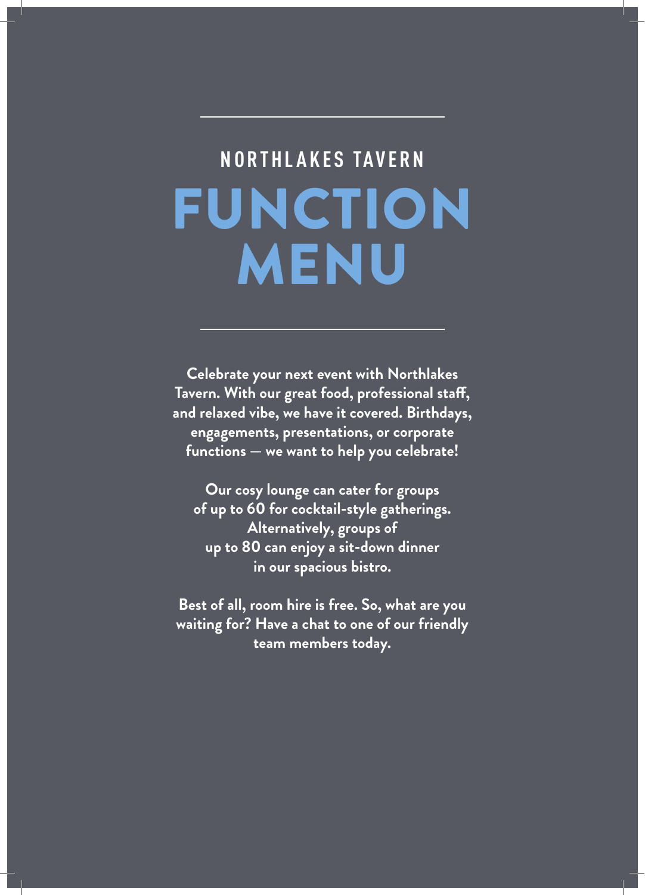## NORTHLAKES TAVERN

# FUNCTION MENU

**Celebrate your next event with Northlakes Tavern. With our great food, professional staff, and relaxed vibe, we have it covered. Birthdays, engagements, presentations, or corporate functions – we want to help you celebrate!**

**Our cosy lounge can cater for groups of up to 60 for cocktail-style gatherings. Alternatively, groups of up to 80 can enjoy a sit-down dinner in our spacious bistro.**

**Best of all, room hire is free. So, what are you waiting for? Have a chat to one of our friendly team members today.**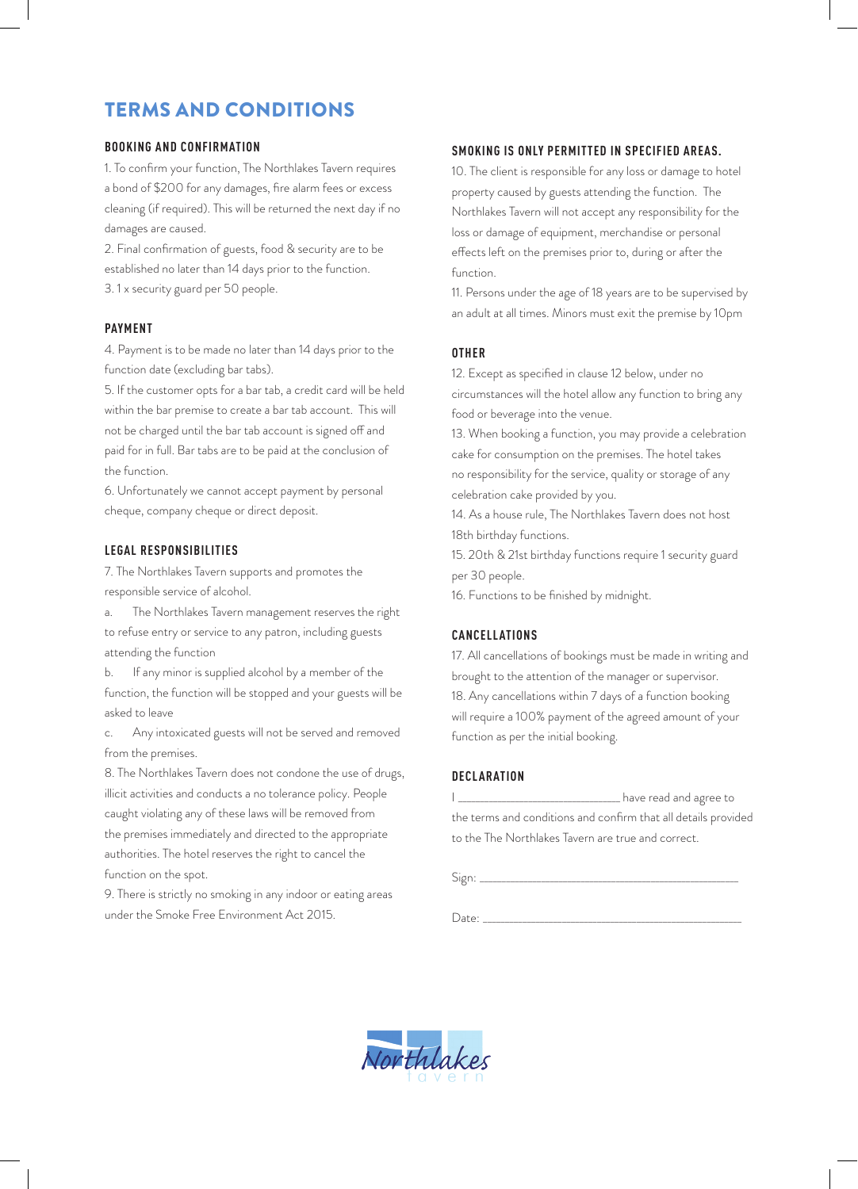# TERMS AND CONDITIONS

## BOOKING AND CONFIRMATION

1. To confirm your function, The Northlakes Tavern requires a bond of $200 for any damages, fire alarm fees or excess cleaning (if required). This will be returned the next day if no damages are caused.
2. Final confirmation of guests, food & security are to be established no later than 14 days prior to the function.
3. 1 x security guard per 50 people.

## PAYMENT

4. Payment is to be made no later than 14 days prior to the function date (excluding bar tabs).
5. If the customer opts for a bar tab, a credit card will be held within the bar premise to create a bar tab account. This will not be charged until the bar tab account is signed off and paid for in full. Bar tabs are to be paid at the conclusion of the function.
6. Unfortunately we cannot accept payment by personal cheque, company cheque or direct deposit.

## LEGAL RESPONSIBILITIES

7. The Northlakes Tavern supports and promotes the responsible service of alcohol.

a. The Northlakes Tavern management reserves the right to refuse entry or service to any patron, including guests attending the function

b. If any minor is supplied alcohol by a member of the function, the function will be stopped and your guests will be asked to leave

c. Any intoxicated guests will not be served and removed from the premises.

8. The Northlakes Tavern does not condone the use of drugs, illicit activities and conducts a no tolerance policy. People caught violating any of these laws will be removed from the premises immediately and directed to the appropriate authorities. The hotel reserves the right to cancel the function on the spot.
9. There is strictly no smoking in any indoor or eating areas under the Smoke Free Environment Act 2015.

## SMOKING IS ONLY PERMITTED IN SPECIFIED AREAS.

10. The client is responsible for any loss or damage to hotel property caused by guests attending the function. The Northlakes Tavern will not accept any responsibility for the loss or damage of equipment, merchandise or personal effects left on the premises prior to, during or after the function.
11. Persons under the age of 18 years are to be supervised by an adult at all times. Minors must exit the premise by 10pm

## OTHER

12. Except as specified in clause 12 below, under no circumstances will the hotel allow any function to bring any food or beverage into the venue.
13. When booking a function, you may provide a celebration cake for consumption on the premises. The hotel takes no responsibility for the service, quality or storage of any celebration cake provided by you.
14. As a house rule, The Northlakes Tavern does not host 18th birthday functions.
15. 20th & 21st birthday functions require 1 security guard per 30 people.
16. Functions to be finished by midnight.

## CANCELLATIONS

17. All cancellations of bookings must be made in writing and brought to the attention of the manager or supervisor.
18. Any cancellations within 7 days of a function booking will require a 100% payment of the agreed amount of your function as per the initial booking.

## DECLARATION

I _________________________ have read and agree to the terms and conditions and confirm that all details provided to the The Northlakes Tavern are true and correct.

Sign: _________________________________________

Date: _________________________________________

Northlakes tavern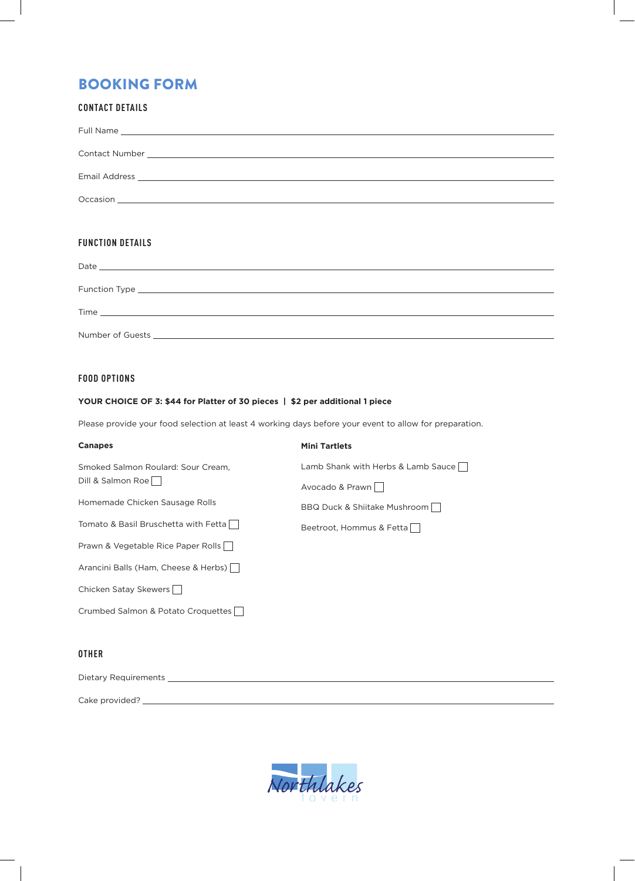# BOOKING FORM

## CONTACT DETAILS

Full Name ______________________________

Contact Number ______________________________

Email Address ______________________________

Occasion ______________________________

## FUNCTION DETAILS

Date ______________________________

Function Type ______________________________

Time ______________________________

Number of Guests ______________________________

## FOOD OPTIONS

**YOUR CHOICE OF 3: $44 for Platter of 30 pieces | $2 per additional 1 piece**

Please provide your food selection at least 4 working days before your event to allow for preparation.

**Canapes**

- Smoked Salmon Roulard: Sour Cream, Dill & Salmon Roe ☐
- Homemade Chicken Sausage Rolls
- Tomato & Basil Bruschetta with Fetta ☐
- Prawn & Vegetable Rice Paper Rolls ☐
- Arancini Balls (Ham, Cheese & Herbs) ☐
- Chicken Satay Skewers ☐
- Crumbed Salmon & Potato Croquettes ☐

**Mini Tartlets**

- Lamb Shank with Herbs & Lamb Sauce ☐
- Avocado & Prawn ☐
- BBQ Duck & Shiitake Mushroom ☐
- Beetroot, Hommus & Fetta ☐

## OTHER

Dietary Requirements ______________________________

Cake provided? ______________________________

Northlakes tavern